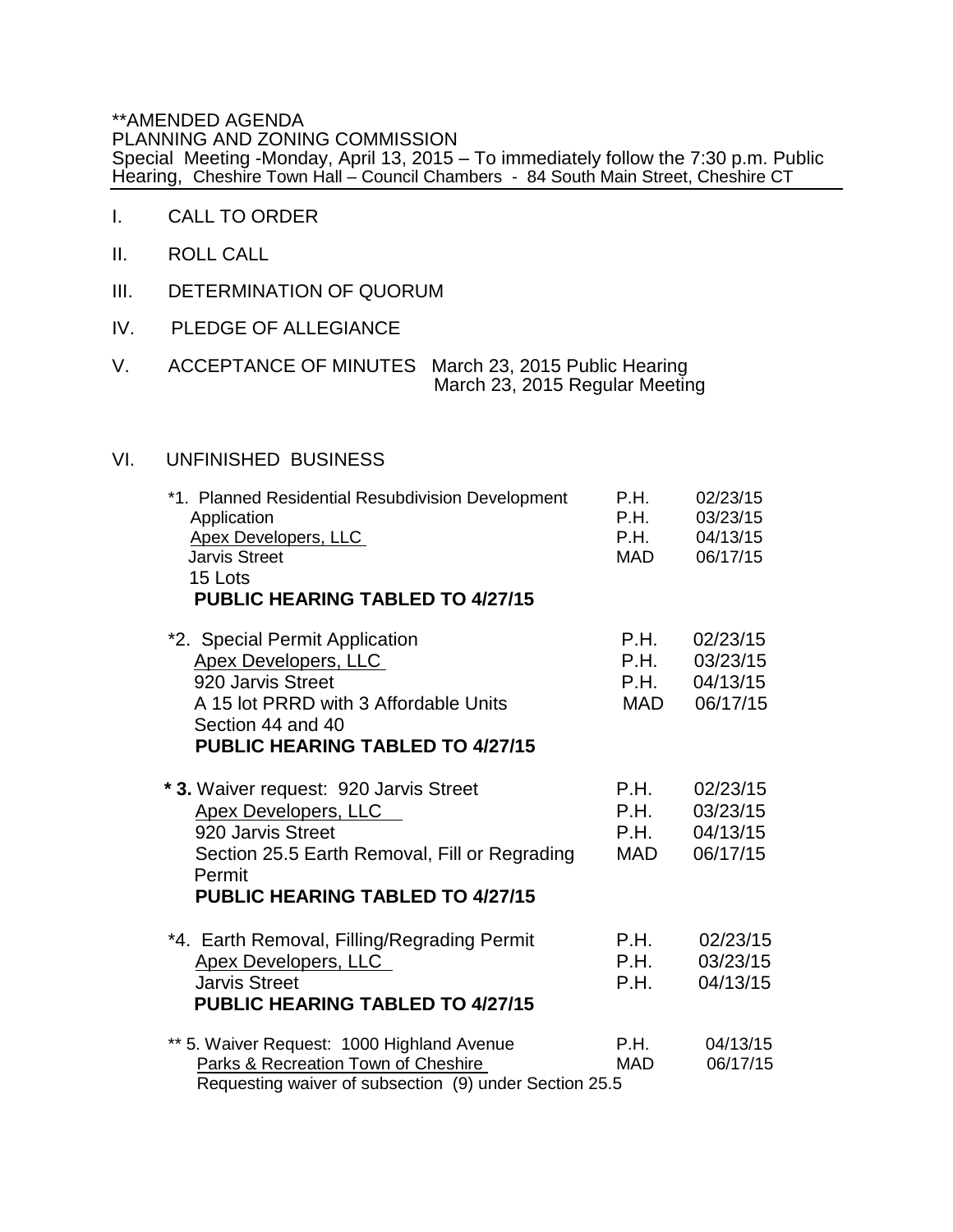**AMENDED AGENDA
PLANNING AND ZONING COMMISSION
Special Meeting -Monday, April 13, 2015 – To immediately follow the 7:30 p.m. Public Hearing, Cheshire Town Hall – Council Chambers - 84 South Main Street, Cheshire CT

I. CALL TO ORDER

II. ROLL CALL

III. DETERMINATION OF QUORUM

IV. PLEDGE OF ALLEGIANCE

V. ACCEPTANCE OF MINUTES March 23, 2015 Public Hearing
March 23, 2015 Regular Meeting

VI. UNFINISHED BUSINESS

*1. Planned Residential Resubdivision Development Application
Apex Developers, LLC
Jarvis Street
15 Lots
**PUBLIC HEARING TABLED TO 4/27/15**

P.H. 02/23/15
P.H. 03/23/15
P.H. 04/13/15
MAD 06/17/15

*2. Special Permit Application
Apex Developers, LLC
920 Jarvis Street
A 15 lot PRRD with 3 Affordable Units
Section 44 and 40
**PUBLIC HEARING TABLED TO 4/27/15**

P.H. 02/23/15
P.H. 03/23/15
P.H. 04/13/15
MAD 06/17/15

***3.** Waiver request: 920 Jarvis Street
Apex Developers, LLC
920 Jarvis Street
Section 25.5 Earth Removal, Fill or Regrading Permit
**PUBLIC HEARING TABLED TO 4/27/15**

P.H. 02/23/15
P.H. 03/23/15
P.H. 04/13/15
MAD 06/17/15

*4. Earth Removal, Filling/Regrading Permit
Apex Developers, LLC
Jarvis Street
**PUBLIC HEARING TABLED TO 4/27/15**

P.H. 02/23/15
P.H. 03/23/15
P.H. 04/13/15

** 5. Waiver Request: 1000 Highland Avenue
Parks & Recreation Town of Cheshire
Requesting waiver of subsection (9) under Section 25.5

P.H. 04/13/15
MAD 06/17/15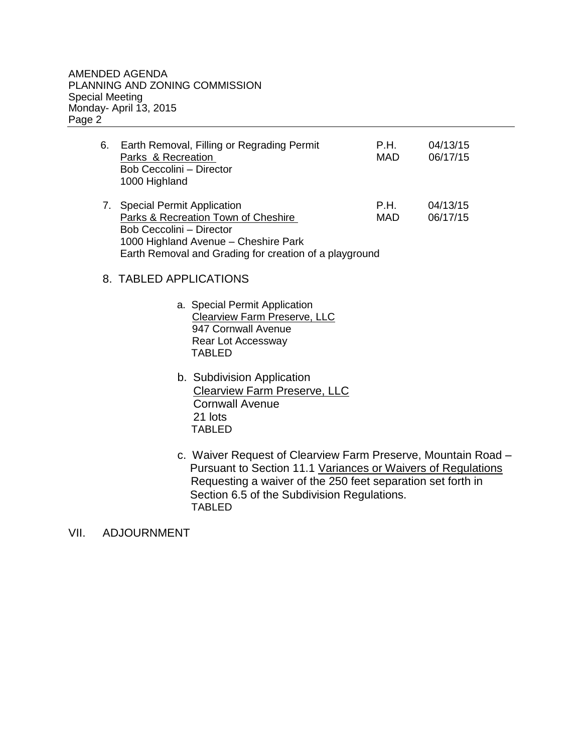6. Earth Removal, Filling or Regrading Permit — P.H. 04/13/15; MAD 06/17/15
   Parks & Recreation
   Bob Ceccolini – Director
   1000 Highland

7. Special Permit Application — P.H. 04/13/15; MAD 06/17/15
   Parks & Recreation Town of Cheshire
   Bob Ceccolini – Director
   1000 Highland Avenue – Cheshire Park
   Earth Removal and Grading for creation of a playground

8. TABLED APPLICATIONS

   a. Special Permit Application
      Clearview Farm Preserve, LLC
      947 Cornwall Avenue
      Rear Lot Accessway
      TABLED

   b. Subdivision Application
      Clearview Farm Preserve, LLC
      Cornwall Avenue
      21 lots
      TABLED

   c. Waiver Request of Clearview Farm Preserve, Mountain Road – Pursuant to Section 11.1 Variances or Waivers of Regulations Requesting a waiver of the 250 feet separation set forth in Section 6.5 of the Subdivision Regulations.
      TABLED

VII. ADJOURNMENT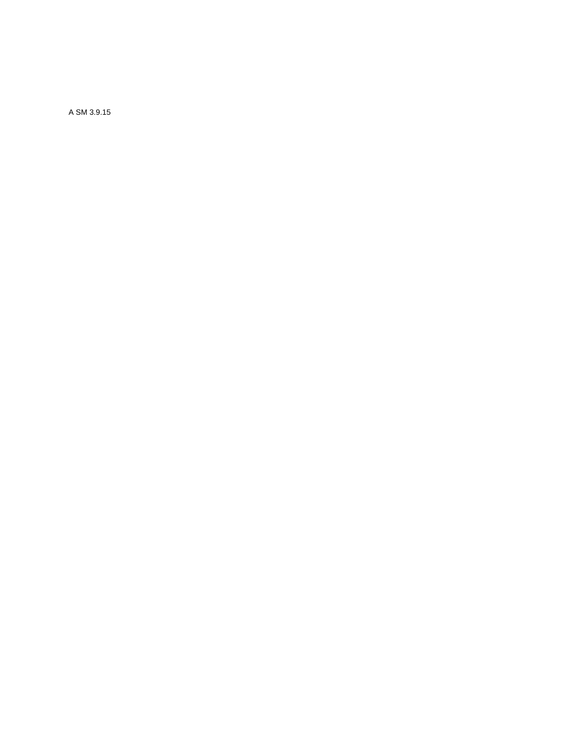A SM 3.9.15